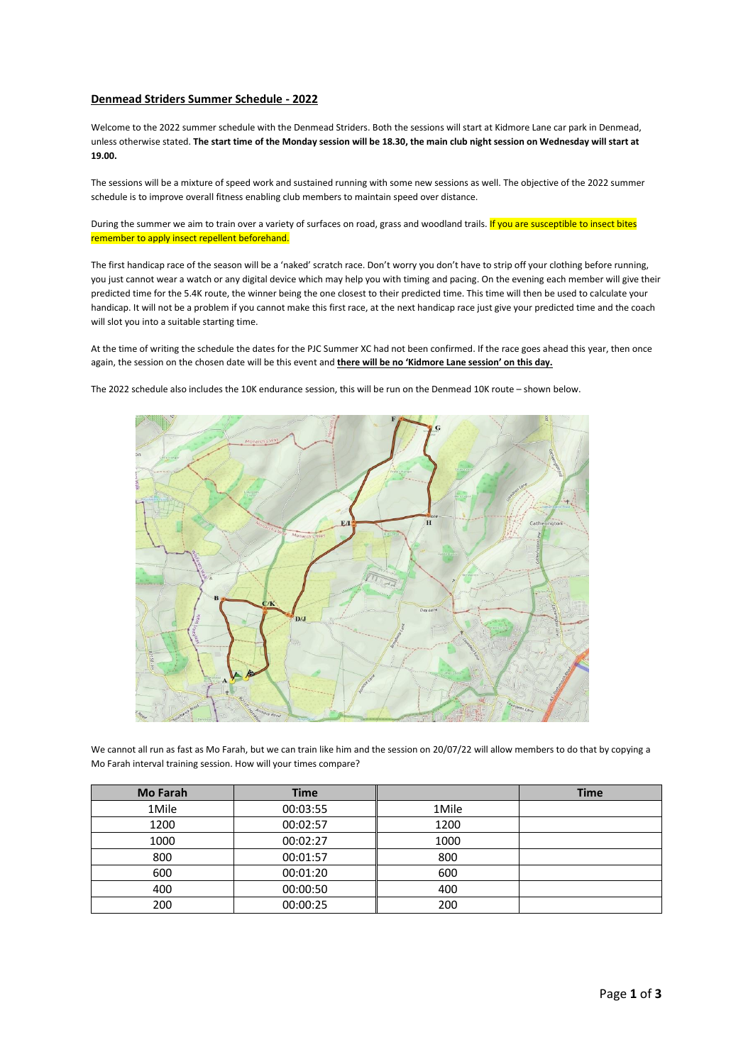**Denmead Striders Summer Schedule - 2022**

Welcome to the 2022 summer schedule with the Denmead Striders. Both the sessions will start at Kidmore Lane car park in Denmead, unless otherwise stated. **The start time of the Monday session will be 18.30, the main club night session on Wednesday will start at 19.00.**

The sessions will be a mixture of speed work and sustained running with some new sessions as well. The objective of the 2022 summer schedule is to improve overall fitness enabling club members to maintain speed over distance.

During the summer we aim to train over a variety of surfaces on road, grass and woodland trails. If you are susceptible to insect bites remember to apply insect repellent beforehand.

The first handicap race of the season will be a 'naked' scratch race. Don't worry you don't have to strip off your clothing before running, you just cannot wear a watch or any digital device which may help you with timing and pacing. On the evening each member will give their predicted time for the 5.4K route, the winner being the one closest to their predicted time. This time will then be used to calculate your handicap. It will not be a problem if you cannot make this first race, at the next handicap race just give your predicted time and the coach will slot you into a suitable starting time.

At the time of writing the schedule the dates for the PJC Summer XC had not been confirmed. If the race goes ahead this year, then once again, the session on the chosen date will be this event and **there will be no 'Kidmore Lane session' on this day.**

The 2022 schedule also includes the 10K endurance session, this will be run on the Denmead 10K route – shown below.

We cannot all run as fast as Mo Farah, but we can train like him and the session on 20/07/22 will allow members to do that by copying a Mo Farah interval training session. How will your times compare?

| Mo Farah | Time | | Time |
|---|---|---|---|
| 1Mile | 00:03:55 | 1Mile | |
| 1200 | 00:02:57 | 1200 | |
| 1000 | 00:02:27 | 1000 | |
| 800 | 00:01:57 | 800 | |
| 600 | 00:01:20 | 600 | |
| 400 | 00:00:50 | 400 | |
| 200 | 00:00:25 | 200 | |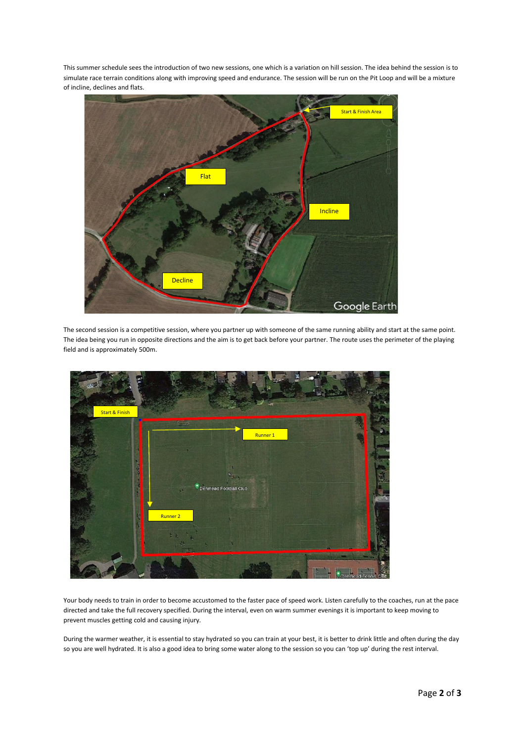This summer schedule sees the introduction of two new sessions, one which is a variation on hill session. The idea behind the session is to simulate race terrain conditions along with improving speed and endurance. The session will be run on the Pit Loop and will be a mixture of incline, declines and flats.

The second session is a competitive session, where you partner up with someone of the same running ability and start at the same point. The idea being you run in opposite directions and the aim is to get back before your partner. The route uses the perimeter of the playing field and is approximately 500m.

Your body needs to train in order to become accustomed to the faster pace of speed work. Listen carefully to the coaches, run at the pace directed and take the full recovery specified. During the interval, even on warm summer evenings it is important to keep moving to prevent muscles getting cold and causing injury.

During the warmer weather, it is essential to stay hydrated so you can train at your best, it is better to drink little and often during the day so you are well hydrated. It is also a good idea to bring some water along to the session so you can 'top up' during the rest interval.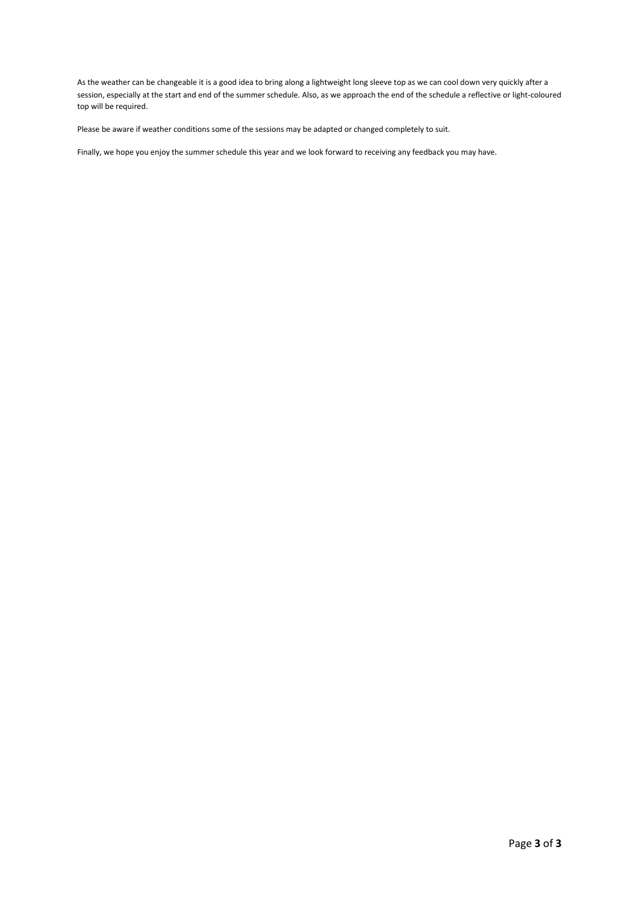As the weather can be changeable it is a good idea to bring along a lightweight long sleeve top as we can cool down very quickly after a session, especially at the start and end of the summer schedule. Also, as we approach the end of the schedule a reflective or light-coloured top will be required.

Please be aware if weather conditions some of the sessions may be adapted or changed completely to suit.

Finally, we hope you enjoy the summer schedule this year and we look forward to receiving any feedback you may have.